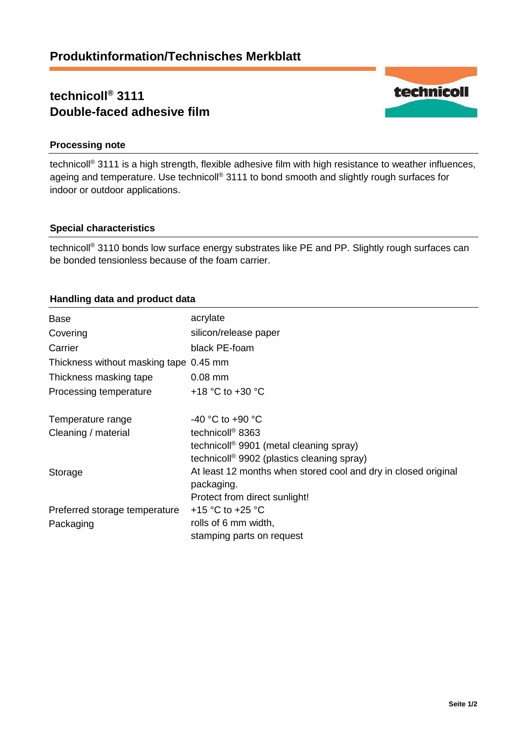# Produktinformation/Technisches Merkblatt

## technicoll® 3111
## Double-faced adhesive film

### Processing note

technicoll® 3111 is a high strength, flexible adhesive film with high resistance to weather influences, ageing and temperature. Use technicoll® 3111 to bond smooth and slightly rough surfaces for indoor or outdoor applications.

### Special characteristics

technicoll® 3110 bonds low surface energy substrates like PE and PP. Slightly rough surfaces can be bonded tensionless because of the foam carrier.

### Handling data and product data

| | |
|---|---|
| Base | acrylate |
| Covering | silicon/release paper |
| Carrier | black PE-foam |
| Thickness without masking tape | 0.45 mm |
| Thickness masking tape | 0.08 mm |
| Processing temperature | +18 °C to +30 °C |
| Temperature range | -40 °C to +90 °C |
| Cleaning / material | technicoll® 8363<br>technicoll® 9901 (metal cleaning spray)<br>technicoll® 9902 (plastics cleaning spray) |
| Storage | At least 12 months when stored cool and dry in closed original packaging.<br>Protect from direct sunlight! |
| Preferred storage temperature | +15 °C to +25 °C |
| Packaging | rolls of 6 mm width,<br>stamping parts on request |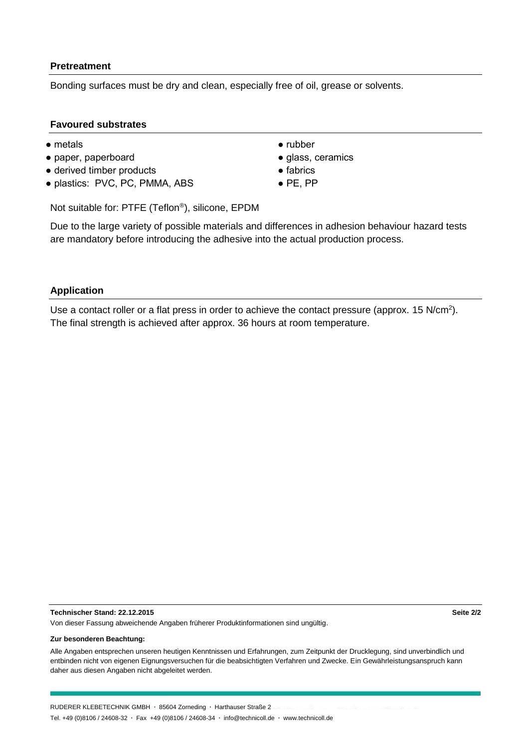## Pretreatment

Bonding surfaces must be dry and clean, especially free of oil, grease or solvents.

## Favoured substrates

- metals
- paper, paperboard
- derived timber products
- plastics: PVC, PC, PMMA, ABS
- rubber
- glass, ceramics
- fabrics
- PE, PP

Not suitable for: PTFE (Teflon®), silicone, EPDM

Due to the large variety of possible materials and differences in adhesion behaviour hazard tests are mandatory before introducing the adhesive into the actual production process.

## Application

Use a contact roller or a flat press in order to achieve the contact pressure (approx. 15 N/cm$^2$). The final strength is achieved after approx. 36 hours at room temperature.

**Technischer Stand: 22.12.2015**

Von dieser Fassung abweichende Angaben früherer Produktinformationen sind ungültig.

**Zur besonderen Beachtung:**

Alle Angaben entsprechen unseren heutigen Kenntnissen und Erfahrungen, zum Zeitpunkt der Drucklegung, sind unverbindlich und entbinden nicht von eigenen Eignungsversuchen für die beabsichtigten Verfahren und Zwecke. Ein Gewährleistungsanspruch kann daher aus diesen Angaben nicht abgeleitet werden.

RUDERER KLEBETECHNIK GMBH · 85604 Zorneding · Harthauser Straße 2

Tel. +49 (0)8106 / 24608-32 · Fax +49 (0)8106 / 24608-34 · info@technicoll.de · www.technicoll.de